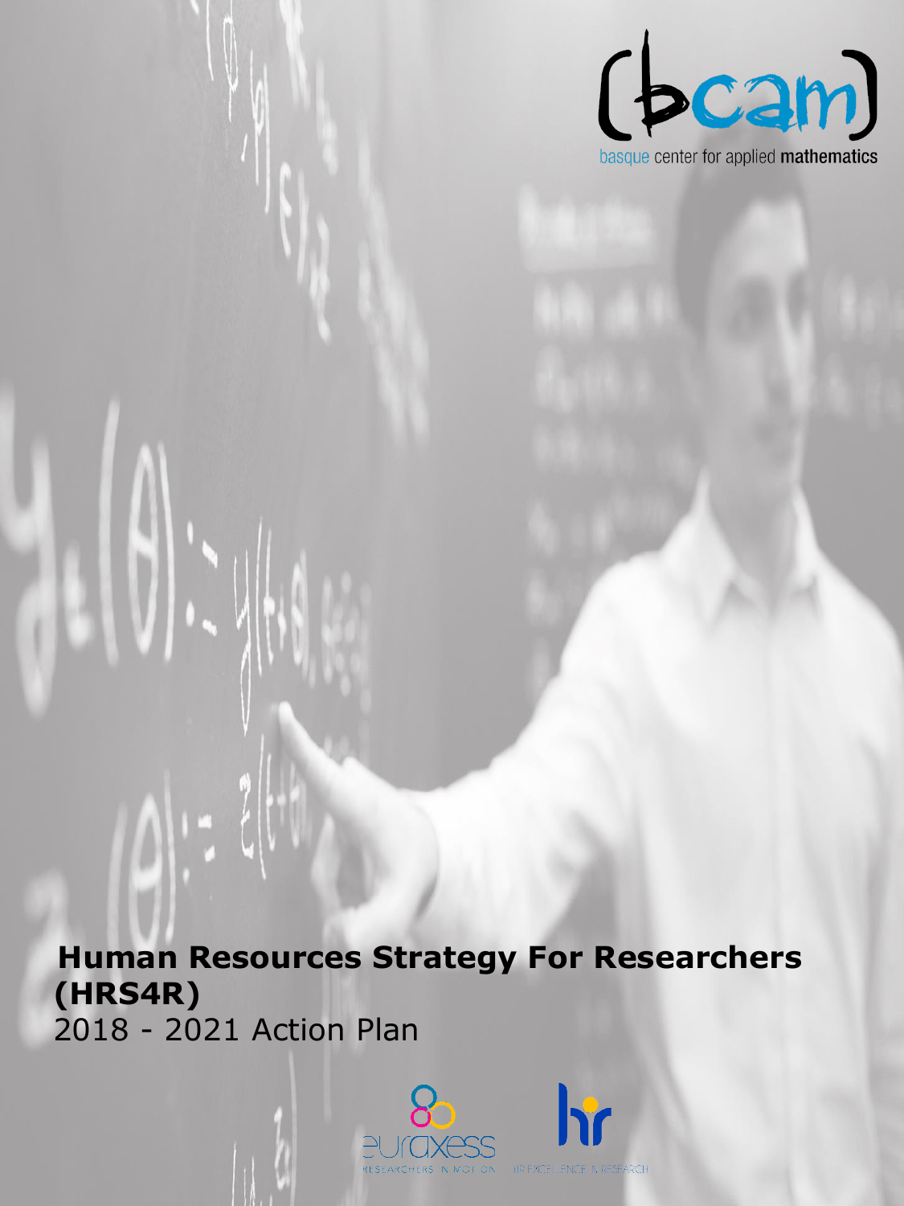bcam

basque center for applied mathematics

# Human Resources Strategy For Researchers (HRS4R)

2018 - 2021 Action Plan

euraxess

RESEARCHERS IN MOTION

HR EXCELLENCE IN RESEARCH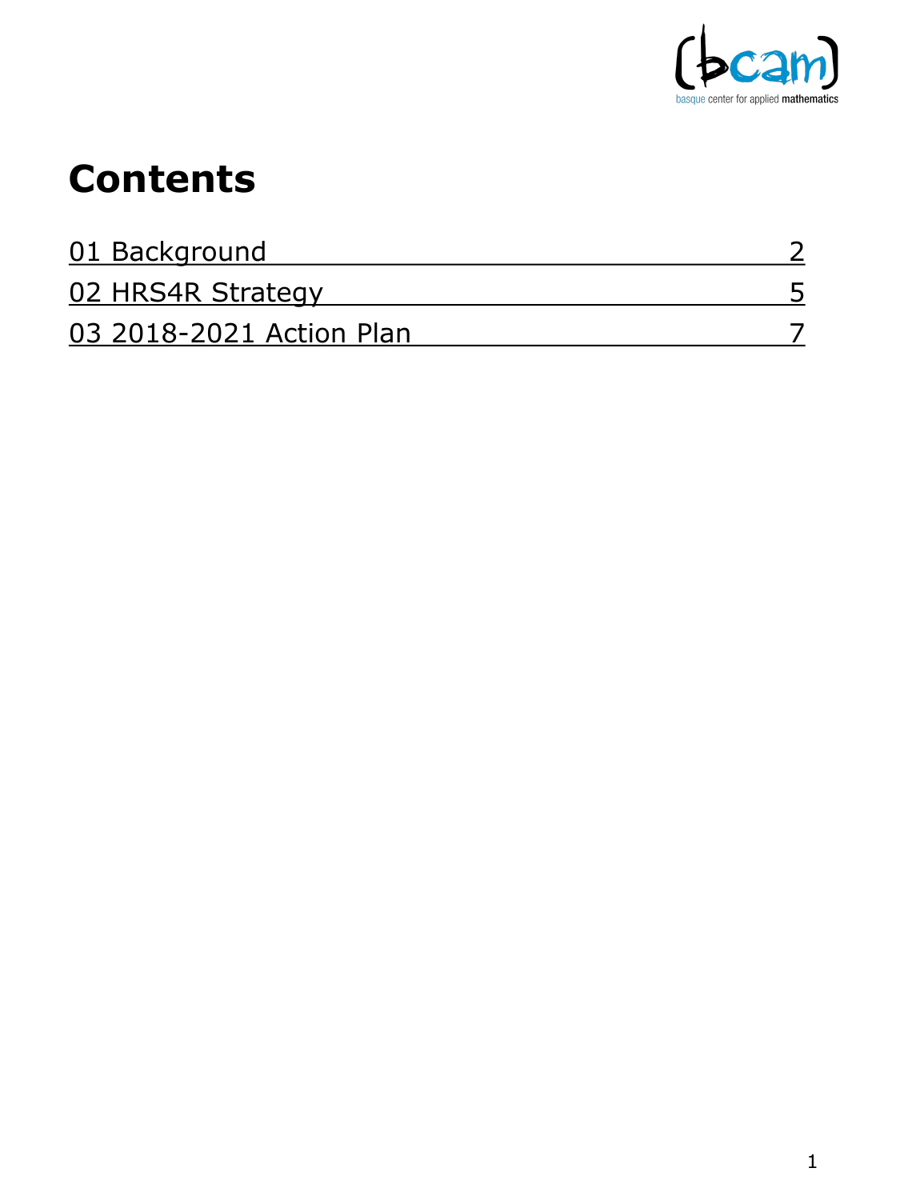# Contents

| | |
|---|---|
| 01 Background | 2 |
| 02 HRS4R Strategy | 5 |
| 03 2018-2021 Action Plan | 7 |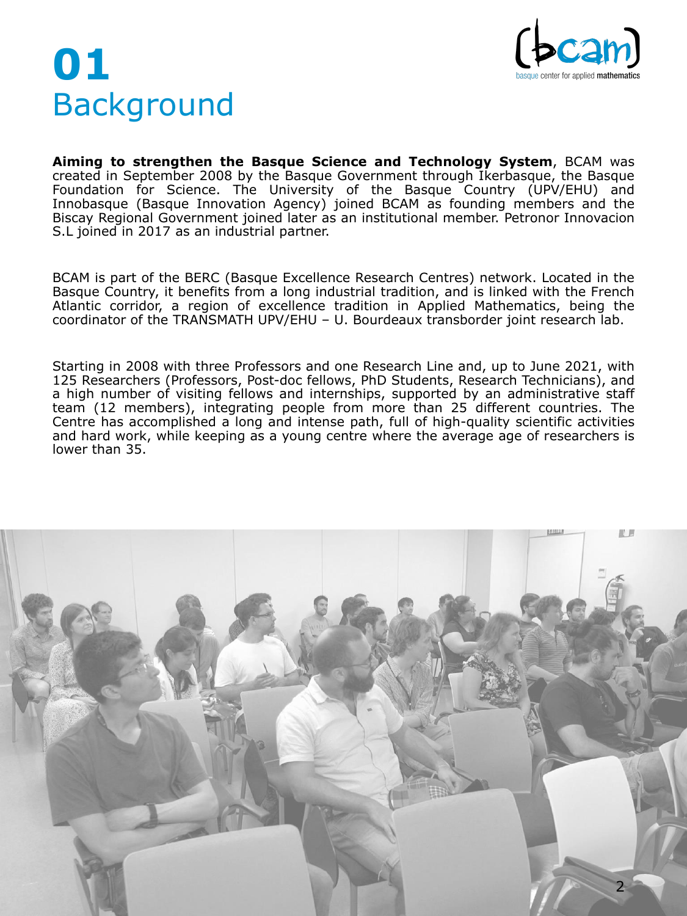# 01 Background

**Aiming to strengthen the Basque Science and Technology System**, BCAM was created in September 2008 by the Basque Government through Ikerbasque, the Basque Foundation for Science. The University of the Basque Country (UPV/EHU) and Innobasque (Basque Innovation Agency) joined BCAM as founding members and the Biscay Regional Government joined later as an institutional member. Petronor Innovacion S.L joined in 2017 as an industrial partner.

BCAM is part of the BERC (Basque Excellence Research Centres) network. Located in the Basque Country, it benefits from a long industrial tradition, and is linked with the French Atlantic corridor, a region of excellence tradition in Applied Mathematics, being the coordinator of the TRANSMATH UPV/EHU – U. Bourdeaux transborder joint research lab.

Starting in 2008 with three Professors and one Research Line and, up to June 2021, with 125 Researchers (Professors, Post-doc fellows, PhD Students, Research Technicians), and a high number of visiting fellows and internships, supported by an administrative staff team (12 members), integrating people from more than 25 different countries. The Centre has accomplished a long and intense path, full of high-quality scientific activities and hard work, while keeping as a young centre where the average age of researchers is lower than 35.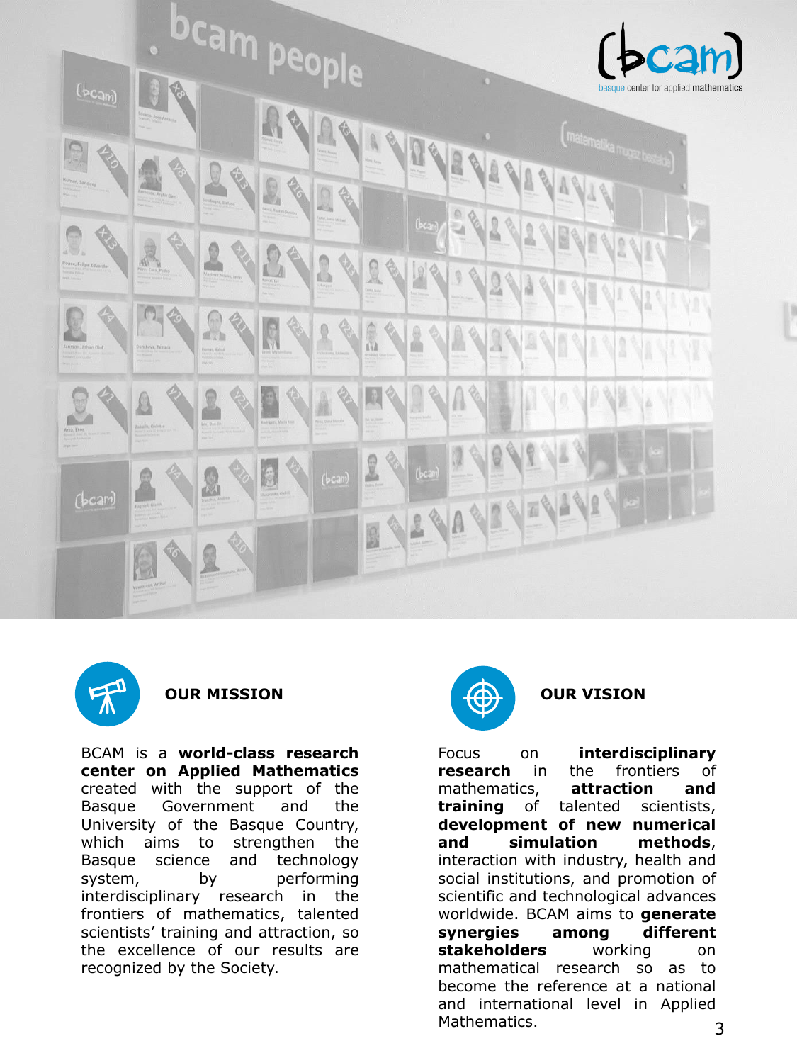## OUR MISSION

BCAM is a **world-class research center on Applied Mathematics** created with the support of the Basque Government and the University of the Basque Country, which aims to strengthen the Basque science and technology system, by performing interdisciplinary research in the frontiers of mathematics, talented scientists' training and attraction, so the excellence of our results are recognized by the Society.

## OUR VISION

Focus on **interdisciplinary research** in the frontiers of mathematics, **attraction and training** of talented scientists, **development of new numerical and simulation methods**, interaction with industry, health and social institutions, and promotion of scientific and technological advances worldwide. BCAM aims to **generate synergies among different stakeholders** working on mathematical research so as to become the reference at a national and international level in Applied Mathematics.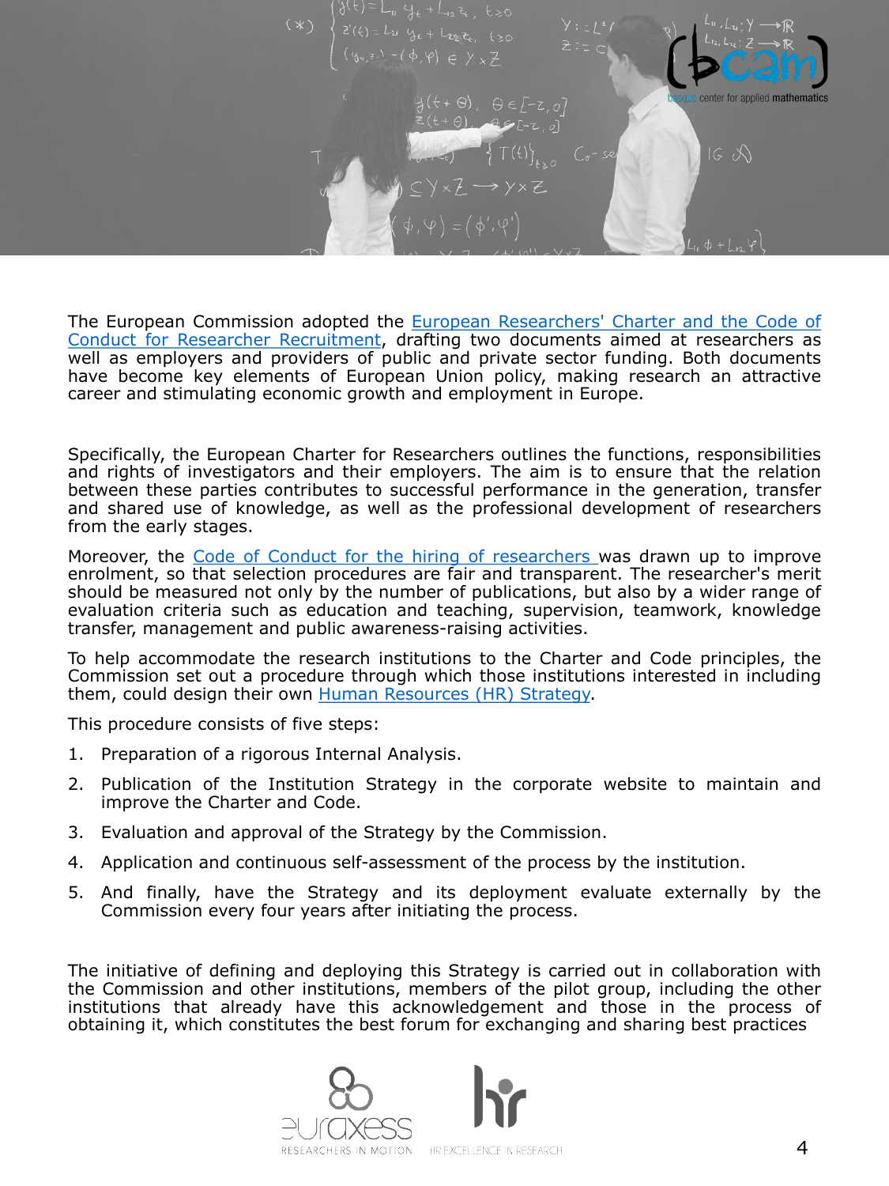The European Commission adopted the European Researchers' Charter and the Code of Conduct for Researcher Recruitment, drafting two documents aimed at researchers as well as employers and providers of public and private sector funding. Both documents have become key elements of European Union policy, making research an attractive career and stimulating economic growth and employment in Europe.

Specifically, the European Charter for Researchers outlines the functions, responsibilities and rights of investigators and their employers. The aim is to ensure that the relation between these parties contributes to successful performance in the generation, transfer and shared use of knowledge, as well as the professional development of researchers from the early stages.

Moreover, the Code of Conduct for the hiring of researchers was drawn up to improve enrolment, so that selection procedures are fair and transparent. The researcher's merit should be measured not only by the number of publications, but also by a wider range of evaluation criteria such as education and teaching, supervision, teamwork, knowledge transfer, management and public awareness-raising activities.

To help accommodate the research institutions to the Charter and Code principles, the Commission set out a procedure through which those institutions interested in including them, could design their own Human Resources (HR) Strategy.

This procedure consists of five steps:

1. Preparation of a rigorous Internal Analysis.
2. Publication of the Institution Strategy in the corporate website to maintain and improve the Charter and Code.
3. Evaluation and approval of the Strategy by the Commission.
4. Application and continuous self-assessment of the process by the institution.
5. And finally, have the Strategy and its deployment evaluate externally by the Commission every four years after initiating the process.

The initiative of defining and deploying this Strategy is carried out in collaboration with the Commission and other institutions, members of the pilot group, including the other institutions that already have this acknowledgement and those in the process of obtaining it, which constitutes the best forum for exchanging and sharing best practices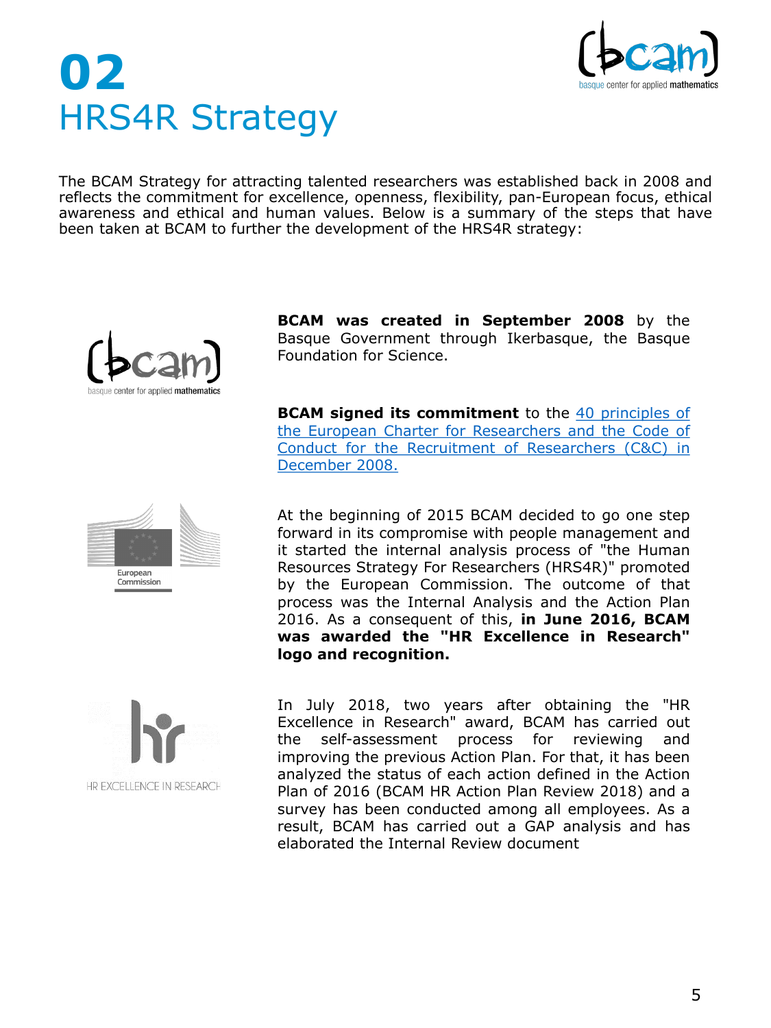# 02 HRS4R Strategy

The BCAM Strategy for attracting talented researchers was established back in 2008 and reflects the commitment for excellence, openness, flexibility, pan-European focus, ethical awareness and ethical and human values. Below is a summary of the steps that have been taken at BCAM to further the development of the HRS4R strategy:

**BCAM was created in September 2008** by the Basque Government through Ikerbasque, the Basque Foundation for Science.

**BCAM signed its commitment** to the 40 principles of the European Charter for Researchers and the Code of Conduct for the Recruitment of Researchers (C&C) in December 2008.

At the beginning of 2015 BCAM decided to go one step forward in its compromise with people management and it started the internal analysis process of "the Human Resources Strategy For Researchers (HRS4R)" promoted by the European Commission. The outcome of that process was the Internal Analysis and the Action Plan 2016. As a consequent of this, **in June 2016, BCAM was awarded the "HR Excellence in Research" logo and recognition.**

In July 2018, two years after obtaining the "HR Excellence in Research" award, BCAM has carried out the self-assessment process for reviewing and improving the previous Action Plan. For that, it has been analyzed the status of each action defined in the Action Plan of 2016 (BCAM HR Action Plan Review 2018) and a survey has been conducted among all employees. As a result, BCAM has carried out a GAP analysis and has elaborated the Internal Review document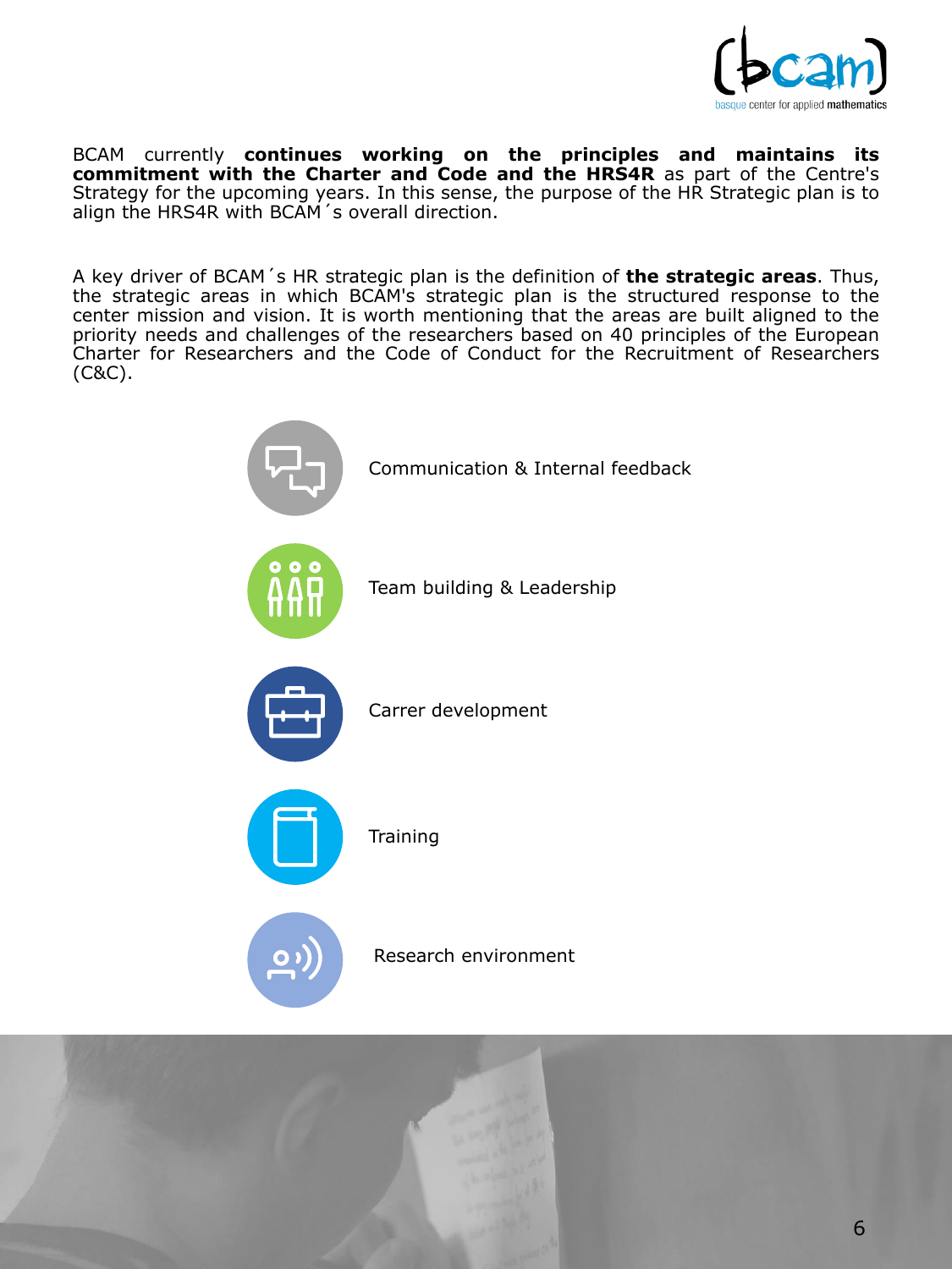BCAM currently **continues working on the principles and maintains its commitment with the Charter and Code and the HRS4R** as part of the Centre's Strategy for the upcoming years. In this sense, the purpose of the HR Strategic plan is to align the HRS4R with BCAM´s overall direction.

A key driver of BCAM´s HR strategic plan is the definition of **the strategic areas**. Thus, the strategic areas in which BCAM's strategic plan is the structured response to the center mission and vision. It is worth mentioning that the areas are built aligned to the priority needs and challenges of the researchers based on 40 principles of the European Charter for Researchers and the Code of Conduct for the Recruitment of Researchers (C&C).

- Communication & Internal feedback
- Team building & Leadership
- Carrer development
- Training
- Research environment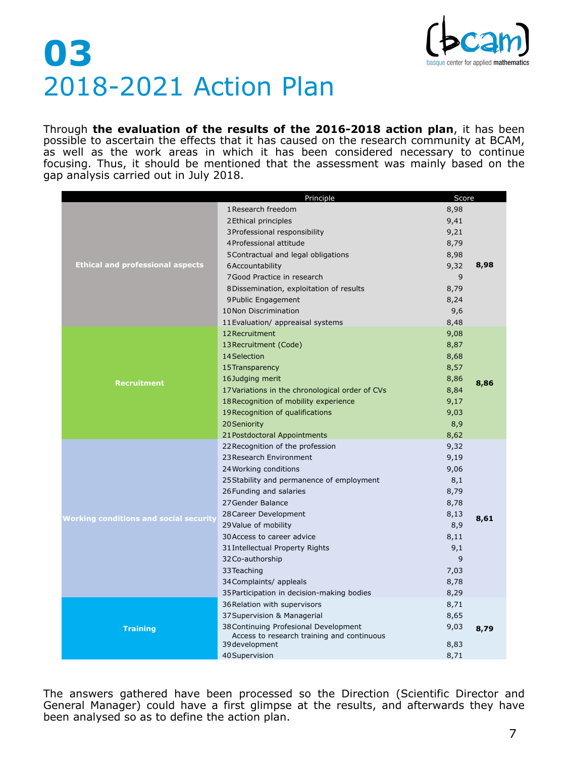# 03
# 2018-2021 Action Plan

Through **the evaluation of the results of the 2016-2018 action plan**, it has been possible to ascertain the effects that it has caused on the research community at BCAM, as well as the work areas in which it has been considered necessary to continue focusing. Thus, it should be mentioned that the assessment was mainly based on the gap analysis carried out in July 2018.

| | Principle | Score | |
|---|---|---|---|
| **Ethical and professional aspects** | 1 Research freedom | 8,98 | **8,98** |
| | 2 Ethical principles | 9,41 | |
| | 3 Professional responsibility | 9,21 | |
| | 4 Professional attitude | 8,79 | |
| | 5 Contractual and legal obligations | 8,98 | |
| | 6 Accountability | 9,32 | |
| | 7 Good Practice in research | 9 | |
| | 8 Dissemination, exploitation of results | 8,79 | |
| | 9 Public Engagement | 8,24 | |
| | 10 Non Discrimination | 9,6 | |
| | 11 Evaluation/ appreaisal systems | 8,48 | |
| **Recruitment** | 12 Recruitment | 9,08 | **8,86** |
| | 13 Recruitment (Code) | 8,87 | |
| | 14 Selection | 8,68 | |
| | 15 Transparency | 8,57 | |
| | 16 Judging merit | 8,86 | |
| | 17 Variations in the chronological order of CVs | 8,84 | |
| | 18 Recognition of mobility experience | 9,17 | |
| | 19 Recognition of qualifications | 9,03 | |
| | 20 Seniority | 8,9 | |
| | 21 Postdoctoral Appointments | 8,62 | |
| **Working conditions and social security** | 22 Recognition of the profession | 9,32 | **8,61** |
| | 23 Research Environment | 9,19 | |
| | 24 Working conditions | 9,06 | |
| | 25 Stability and permanence of employment | 8,1 | |
| | 26 Funding and salaries | 8,79 | |
| | 27 Gender Balance | 8,78 | |
| | 28 Career Development | 8,13 | |
| | 29 Value of mobility | 8,9 | |
| | 30 Access to career advice | 8,11 | |
| | 31 Intellectual Property Rights | 9,1 | |
| | 32 Co-authorship | 9 | |
| | 33 Teaching | 7,03 | |
| | 34 Complaints/ appleals | 8,78 | |
| | 35 Participation in decision-making bodies | 8,29 | |
| **Training** | 36 Relation with supervisors | 8,71 | **8,79** |
| | 37 Supervision & Managerial | 8,65 | |
| | 38 Continuing Profesional Development | 9,03 | |
| | 39 Access to research training and continuous development | 8,83 | |
| | 40 Supervision | 8,71 | |

The answers gathered have been processed so the Direction (Scientific Director and General Manager) could have a first glimpse at the results, and afterwards they have been analysed so as to define the action plan.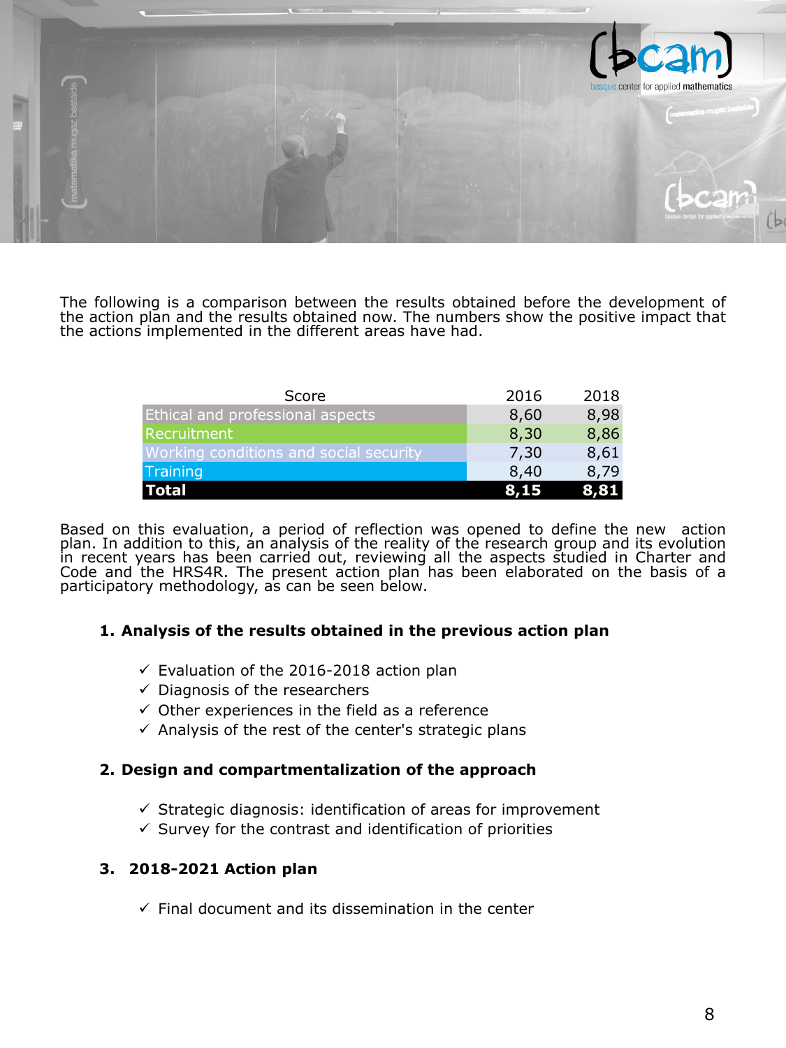The following is a comparison between the results obtained before the development of the action plan and the results obtained now. The numbers show the positive impact that the actions implemented in the different areas have had.

| Score | 2016 | 2018 |
|---|---|---|
| Ethical and professional aspects | 8,60 | 8,98 |
| Recruitment | 8,30 | 8,86 |
| Working conditions and social security | 7,30 | 8,61 |
| Training | 8,40 | 8,79 |
| **Total** | **8,15** | **8,81** |

Based on this evaluation, a period of reflection was opened to define the new action plan. In addition to this, an analysis of the reality of the research group and its evolution in recent years has been carried out, reviewing all the aspects studied in Charter and Code and the HRS4R. The present action plan has been elaborated on the basis of a participatory methodology, as can be seen below.

**1. Analysis of the results obtained in the previous action plan**

- ✓ Evaluation of the 2016-2018 action plan
- ✓ Diagnosis of the researchers
- ✓ Other experiences in the field as a reference
- ✓ Analysis of the rest of the center's strategic plans

**2. Design and compartmentalization of the approach**

- ✓ Strategic diagnosis: identification of areas for improvement
- ✓ Survey for the contrast and identification of priorities

**3. 2018-2021 Action plan**

- ✓ Final document and its dissemination in the center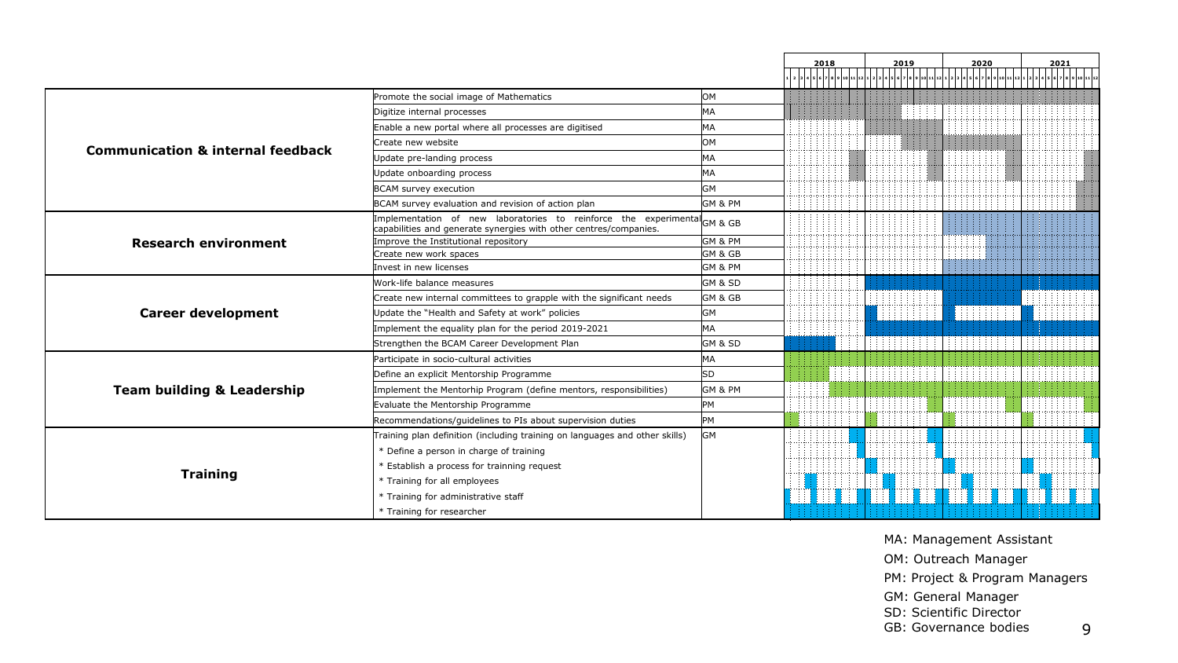| | | |
|---|---|---|
| **Communication & internal feedback** | Promote the social image of Mathematics | OM |
| | Digitize internal processes | MA |
| | Enable a new portal where all processes are digitised | MA |
| | Create new website | OM |
| | Update pre-landing process | MA |
| | Update onboarding process | MA |
| | BCAM survey execution | GM |
| | BCAM survey evaluation and revision of action plan | GM & PM |
| **Research environment** | Implementation of new laboratories to reinforce the experimental capabilities and generate synergies with other centres/companies. | GM & GB |
| | Improve the Institutional repository | GM & PM |
| | Create new work spaces | GM & GB |
| | Invest in new licenses | GM & PM |
| **Career development** | Work-life balance measures | GM & SD |
| | Create new internal committees to grapple with the significant needs | GM & GB |
| | Update the "Health and Safety at work" policies | GM |
| | Implement the equality plan for the period 2019-2021 | MA |
| | Strengthen the BCAM Career Development Plan | GM & SD |
| **Team building & Leadership** | Participate in socio-cultural activities | MA |
| | Define an explicit Mentorship Programme | SD |
| | Implement the Mentorhip Program (define mentors, responsibilities) | GM & PM |
| | Evaluate the Mentorship Programme | PM |
| | Recommendations/guidelines to PIs about supervision duties | PM |
| **Training** | Training plan definition (including training on languages and other skills) | GM |
| | * Define a person in charge of training | |
| | * Establish a process for trainning request | |
| | * Training for all employees | |
| | * Training for administrative staff | |
| | * Training for researcher | |

2018 2019 2020 2021

1 2 3 4 5 6 7 8 9 10 11 12 (each year)

MA: Management Assistant

OM: Outreach Manager

PM: Project & Program Managers

GM: General Manager

SD: Scientific Director

GB: Governance bodies